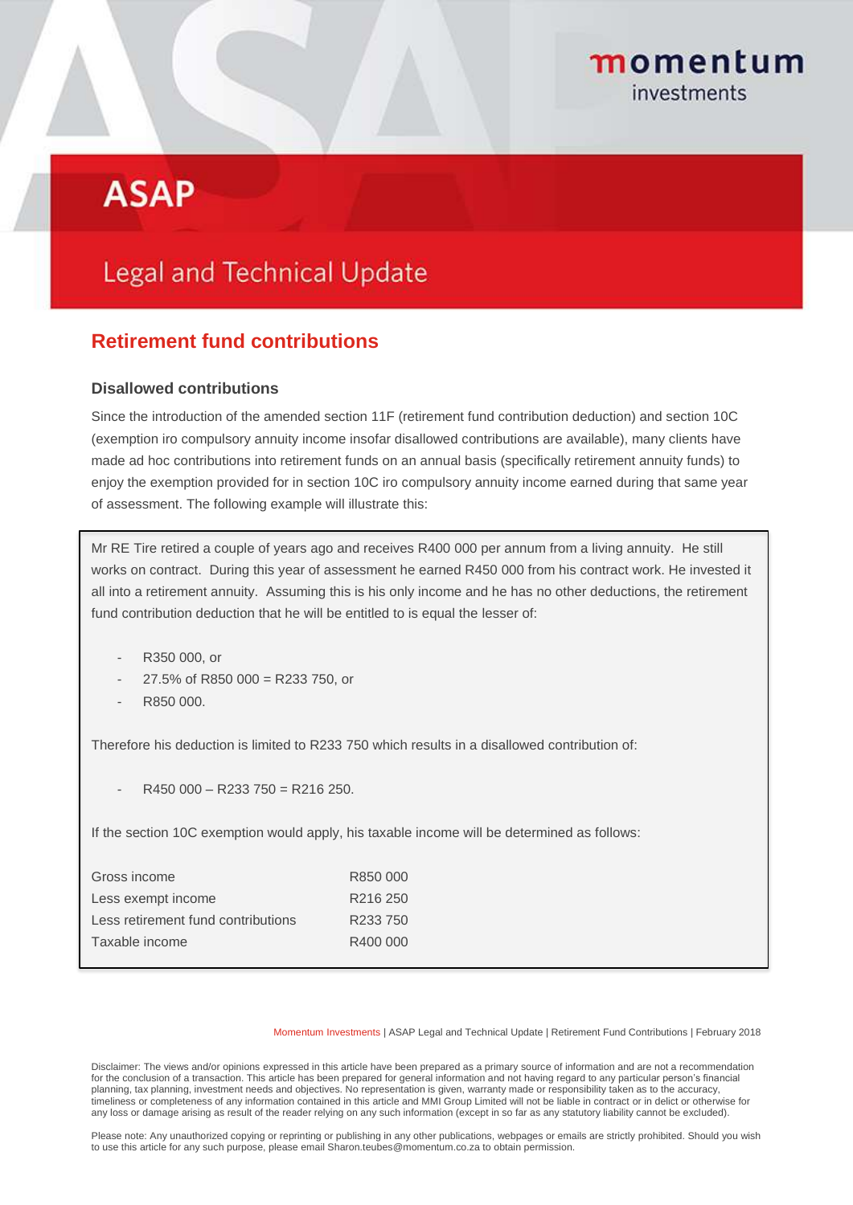# ASAP

## Legal and Technical Update

## Retirement fund contributions

### Disallowed contributions

Since the introduction of the amended section 11F (retirement fund contribution deduction) and section 10C (exemption iro compulsory annuity income insofar disallowed contributions are available), many clients have made ad hoc contributions into retirement funds on an annual basis (specifically retirement annuity funds) to enjoy the exemption provided for in section 10C iro compulsory annuity income earned during that same year of assessment. The following example will illustrate this:

Mr RE Tire retired a couple of years ago and receives R400 000 per annum from a living annuity. He still works on contract. During this year of assessment he earned R450 000 from his contract work. He invested it all into a retirement annuity. Assuming this is his only income and he has no other deductions, the retirement fund contribution deduction that he will be entitled to is equal the lesser of:

- R350 000, or
- 27.5% of R850 000 = R233 750, or
- R850 000.

Therefore his deduction is limited to R233 750 which results in a disallowed contribution of:

- R450 000 – R233 750 = R216 250.

If the section 10C exemption would apply, his taxable income will be determined as follows:

| | |
|---|---|
| Gross income | R850 000 |
| Less exempt income | R216 250 |
| Less retirement fund contributions | R233 750 |
| Taxable income | R400 000 |

Disclaimer: The views and/or opinions expressed in this article have been prepared as a primary source of information and are not a recommendation for the conclusion of a transaction. This article has been prepared for general information and not having regard to any particular person's financial planning, tax planning, investment needs and objectives. No representation is given, warranty made or responsibility taken as to the accuracy, timeliness or completeness of any information contained in this article and MMI Group Limited will not be liable in contract or in delict or otherwise for any loss or damage arising as result of the reader relying on any such information (except in so far as any statutory liability cannot be excluded).

Please note: Any unauthorized copying or reprinting or publishing in any other publications, webpages or emails are strictly prohibited. Should you wish to use this article for any such purpose, please email Sharon.teubes@momentum.co.za to obtain permission.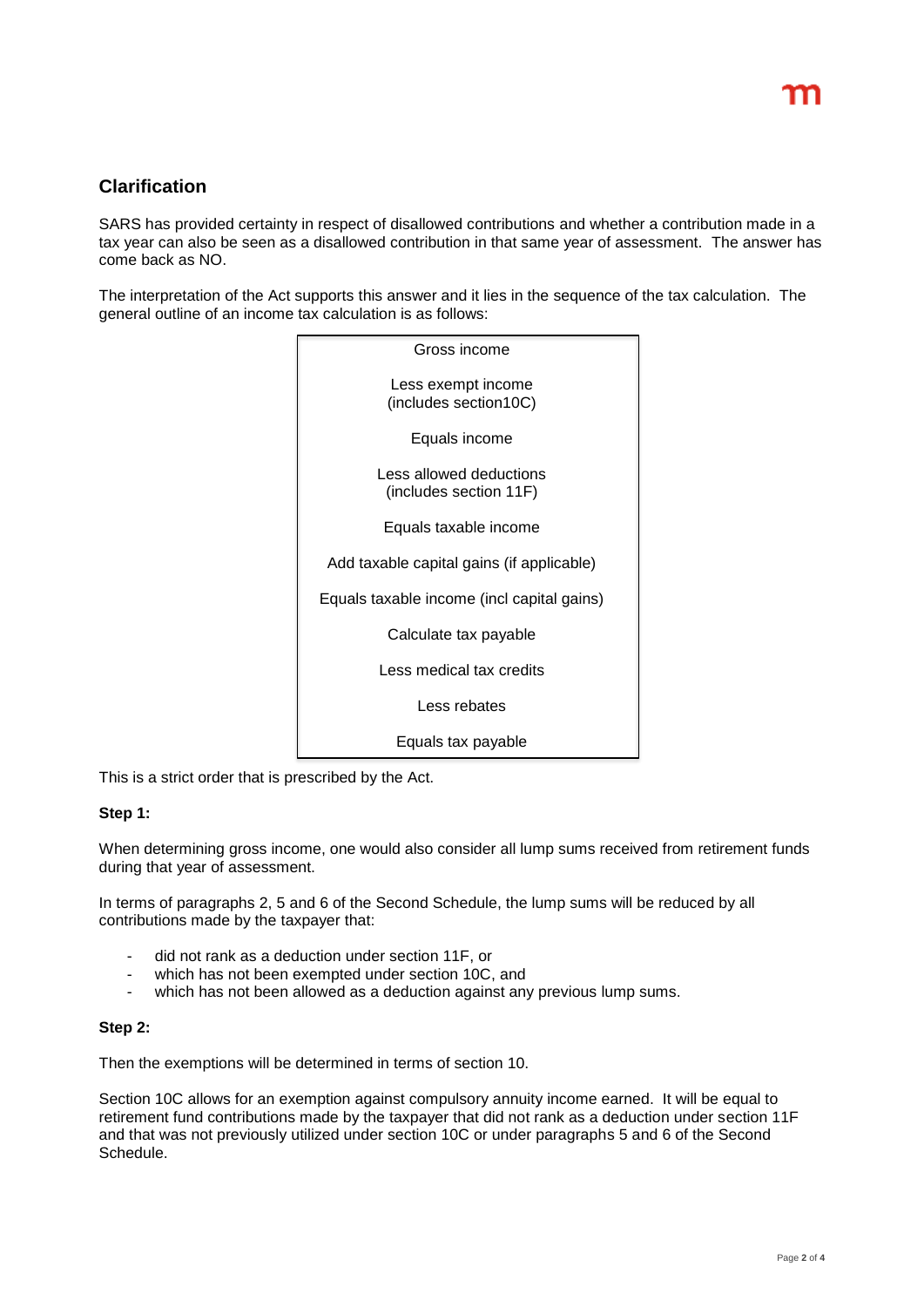## Clarification

SARS has provided certainty in respect of disallowed contributions and whether a contribution made in a tax year can also be seen as a disallowed contribution in that same year of assessment. The answer has come back as NO.

The interpretation of the Act supports this answer and it lies in the sequence of the tax calculation. The general outline of an income tax calculation is as follows:

| |
|---|
| Gross income |
| Less exempt income (includes section10C) |
| Equals income |
| Less allowed deductions (includes section 11F) |
| Equals taxable income |
| Add taxable capital gains (if applicable) |
| Equals taxable income (incl capital gains) |
| Calculate tax payable |
| Less medical tax credits |
| Less rebates |
| Equals tax payable |

This is a strict order that is prescribed by the Act.

**Step 1:**

When determining gross income, one would also consider all lump sums received from retirement funds during that year of assessment.

In terms of paragraphs 2, 5 and 6 of the Second Schedule, the lump sums will be reduced by all contributions made by the taxpayer that:

- did not rank as a deduction under section 11F, or
- which has not been exempted under section 10C, and
- which has not been allowed as a deduction against any previous lump sums.

**Step 2:**

Then the exemptions will be determined in terms of section 10.

Section 10C allows for an exemption against compulsory annuity income earned. It will be equal to retirement fund contributions made by the taxpayer that did not rank as a deduction under section 11F and that was not previously utilized under section 10C or under paragraphs 5 and 6 of the Second Schedule.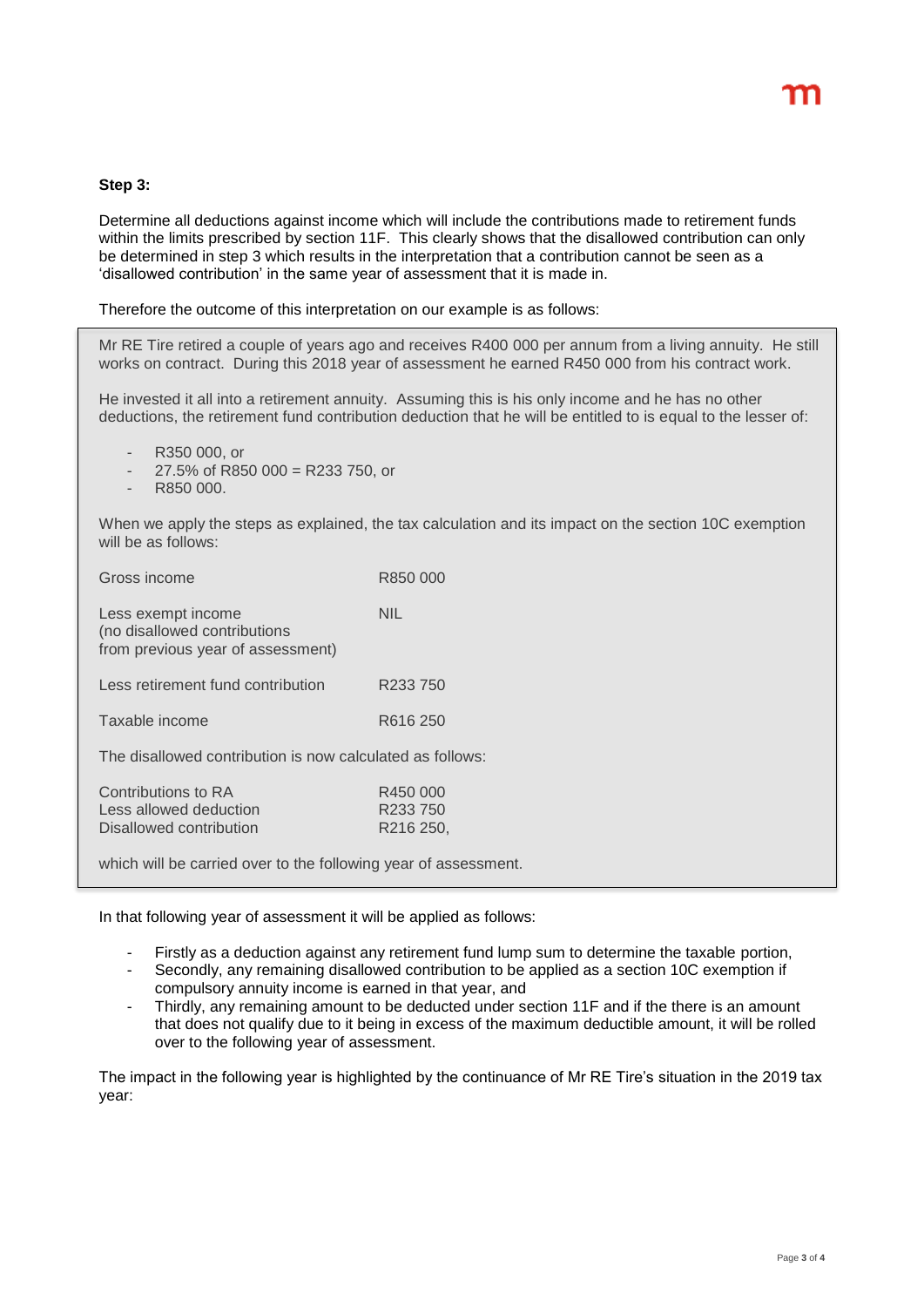**Step 3:**

Determine all deductions against income which will include the contributions made to retirement funds within the limits prescribed by section 11F. This clearly shows that the disallowed contribution can only be determined in step 3 which results in the interpretation that a contribution cannot be seen as a 'disallowed contribution' in the same year of assessment that it is made in.

Therefore the outcome of this interpretation on our example is as follows:

> Mr RE Tire retired a couple of years ago and receives R400 000 per annum from a living annuity. He still works on contract. During this 2018 year of assessment he earned R450 000 from his contract work.
>
> He invested it all into a retirement annuity. Assuming this is his only income and he has no other deductions, the retirement fund contribution deduction that he will be entitled to is equal to the lesser of:
>
> - R350 000, or
> - 27.5% of R850 000 = R233 750, or
> - R850 000.
>
> When we apply the steps as explained, the tax calculation and its impact on the section 10C exemption will be as follows:
>
> | | |
> |---|---|
> | Gross income | R850 000 |
> | Less exempt income (no disallowed contributions from previous year of assessment) | NIL |
> | Less retirement fund contribution | R233 750 |
> | Taxable income | R616 250 |
>
> The disallowed contribution is now calculated as follows:
>
> | | |
> |---|---|
> | Contributions to RA | R450 000 |
> | Less allowed deduction | R233 750 |
> | Disallowed contribution | R216 250, |
>
> which will be carried over to the following year of assessment.

In that following year of assessment it will be applied as follows:

- Firstly as a deduction against any retirement fund lump sum to determine the taxable portion,
- Secondly, any remaining disallowed contribution to be applied as a section 10C exemption if compulsory annuity income is earned in that year, and
- Thirdly, any remaining amount to be deducted under section 11F and if the there is an amount that does not qualify due to it being in excess of the maximum deductible amount, it will be rolled over to the following year of assessment.

The impact in the following year is highlighted by the continuance of Mr RE Tire's situation in the 2019 tax year: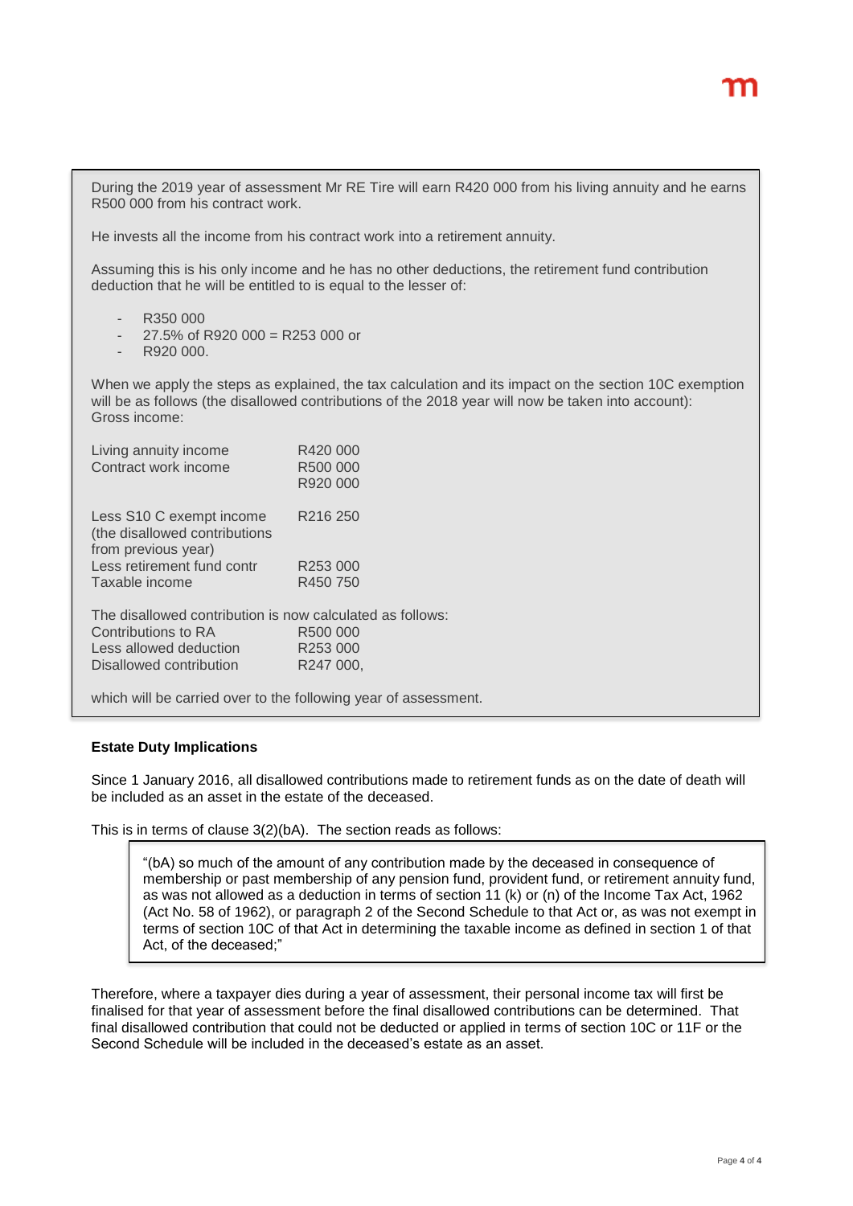During the 2019 year of assessment Mr RE Tire will earn R420 000 from his living annuity and he earns R500 000 from his contract work.

He invests all the income from his contract work into a retirement annuity.

Assuming this is his only income and he has no other deductions, the retirement fund contribution deduction that he will be entitled to is equal to the lesser of:

- R350 000
- 27.5% of R920 000 = R253 000 or
- R920 000.

When we apply the steps as explained, the tax calculation and its impact on the section 10C exemption will be as follows (the disallowed contributions of the 2018 year will now be taken into account):
Gross income:

| | |
|---|---|
| Living annuity income | R420 000 |
| Contract work income | R500 000 |
| | R920 000 |
| Less S10 C exempt income (the disallowed contributions from previous year) | R216 250 |
| Less retirement fund contr | R253 000 |
| Taxable income | R450 750 |

The disallowed contribution is now calculated as follows:

| | |
|---|---|
| Contributions to RA | R500 000 |
| Less allowed deduction | R253 000 |
| Disallowed contribution | R247 000, |

which will be carried over to the following year of assessment.

**Estate Duty Implications**

Since 1 January 2016, all disallowed contributions made to retirement funds as on the date of death will be included as an asset in the estate of the deceased.

This is in terms of clause 3(2)(bA). The section reads as follows:

> "(bA) so much of the amount of any contribution made by the deceased in consequence of membership or past membership of any pension fund, provident fund, or retirement annuity fund, as was not allowed as a deduction in terms of section 11 (k) or (n) of the Income Tax Act, 1962 (Act No. 58 of 1962), or paragraph 2 of the Second Schedule to that Act or, as was not exempt in terms of section 10C of that Act in determining the taxable income as defined in section 1 of that Act, of the deceased;"

Therefore, where a taxpayer dies during a year of assessment, their personal income tax will first be finalised for that year of assessment before the final disallowed contributions can be determined. That final disallowed contribution that could not be deducted or applied in terms of section 10C or 11F or the Second Schedule will be included in the deceased's estate as an asset.